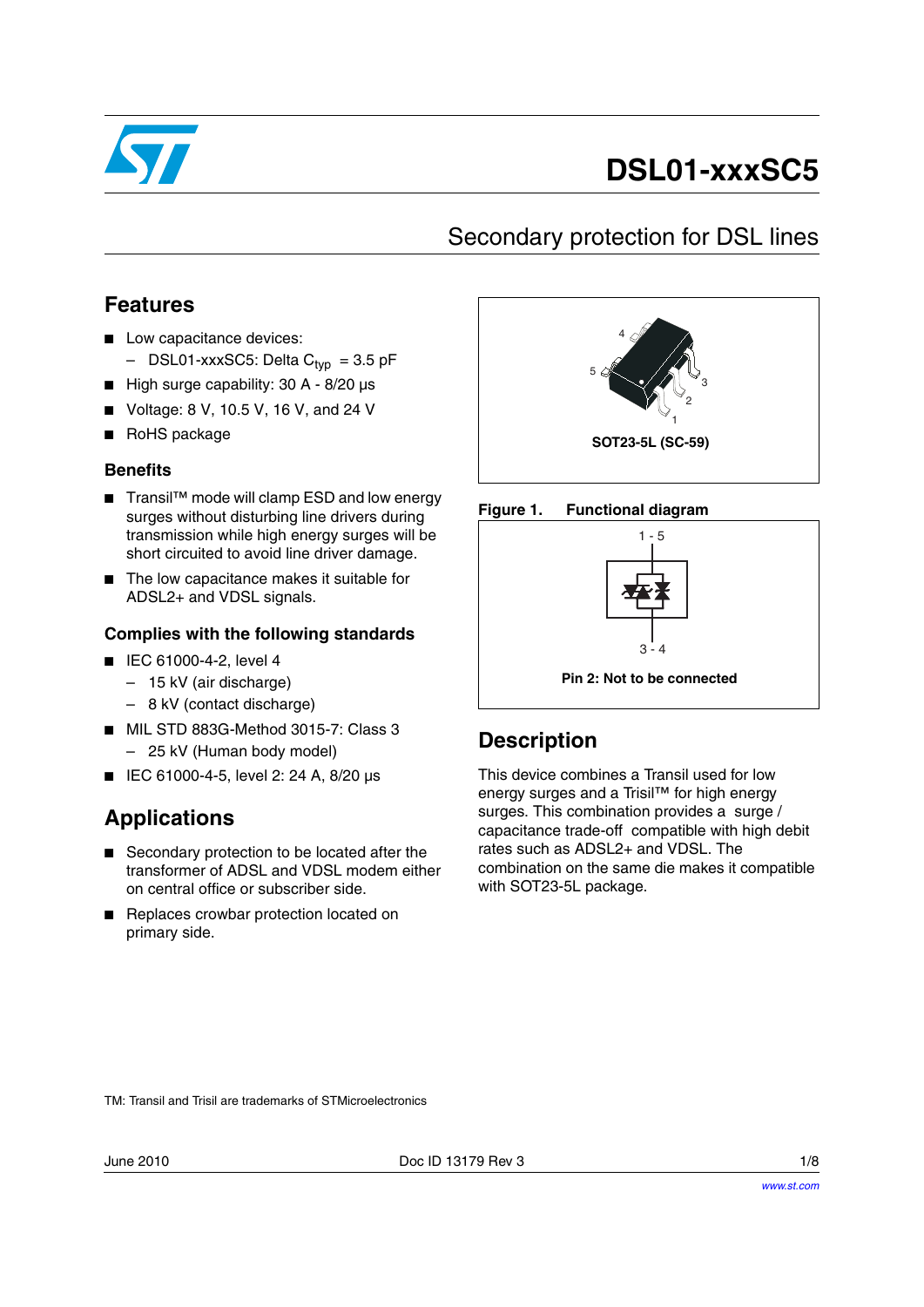# DSL01-xxxSC5

## Secondary protection for DSL lines

## Features

- Low capacitance devices:
  - DSL01-xxxSC5: Delta $C_{typ}$ = 3.5 pF
- High surge capability: 30 A - 8/20 µs
- Voltage: 8 V, 10.5 V, 16 V, and 24 V
- RoHS package

### Benefits

- Transil™ mode will clamp ESD and low energy surges without disturbing line drivers during transmission while high energy surges will be short circuited to avoid line driver damage.
- The low capacitance makes it suitable for ADSL2+ and VDSL signals.

### Complies with the following standards

- IEC 61000-4-2, level 4
  - 15 kV (air discharge)
  - 8 kV (contact discharge)
- MIL STD 883G-Method 3015-7: Class 3
  - 25 kV (Human body model)
- IEC 61000-4-5, level 2: 24 A, 8/20 µs

## Applications

- Secondary protection to be located after the transformer of ADSL and VDSL modem either on central office or subscriber side.
- Replaces crowbar protection located on primary side.

SOT23-5L (SC-59)

**Figure 1. Functional diagram**

1 - 5

3 - 4

**Pin 2: Not to be connected**

## Description

This device combines a Transil used for low energy surges and a Trisil™ for high energy surges. This combination provides a surge / capacitance trade-off compatible with high debit rates such as ADSL2+ and VDSL. The combination on the same die makes it compatible with SOT23-5L package.

TM: Transil and Trisil are trademarks of STMicroelectronics

June 2010 Doc ID 13179 Rev 3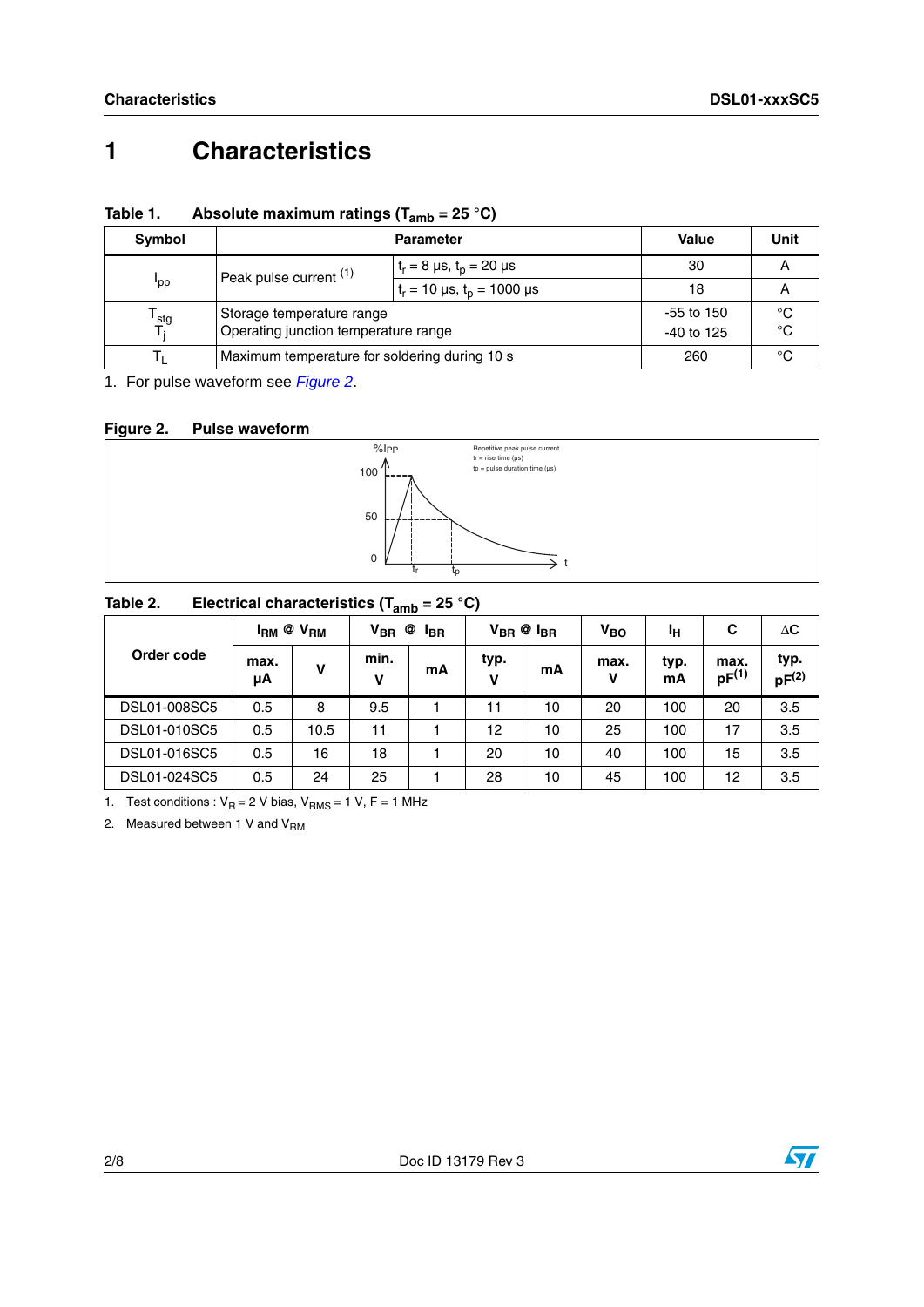# 1 Characteristics

**Table 1. Absolute maximum ratings ($T_{amb}$ = 25 °C)**

| Symbol | Parameter | | Value | Unit |
|---|---|---|---|---|
| $I_{pp}$ | Peak pulse current [(1)] | $t_r$ = 8 µs, $t_p$ = 20 µs | 30 | A |
| | | $t_r$ = 10 µs, $t_p$ = 1000 µs | 18 | A |
| $T_{stg}$<br>$T_j$ | Storage temperature range<br>Operating junction temperature range | | -55 to 150<br>-40 to 125 | °C<br>°C |
| $T_L$ | Maximum temperature for soldering during 10 s | | 260 | °C |

1. For pulse waveform see *Figure 2*.

**Figure 2. Pulse waveform**

**Table 2. Electrical characteristics ($T_{amb}$ = 25 °C)**

| Order code | $I_{RM}$ @ $V_{RM}$ | | $V_{BR}$ @ $I_{BR}$ | | $V_{BR}$ @ $I_{BR}$ | | $V_{BO}$ | $I_H$ | C | ΔC |
|---|---|---|---|---|---|---|---|---|---|---|
| | max. µA | V | min. V | mA | typ. V | mA | max. V | typ. mA | max. pF[(1)] | typ. pF[(2)] |
| DSL01-008SC5 | 0.5 | 8 | 9.5 | 1 | 11 | 10 | 20 | 100 | 20 | 3.5 |
| DSL01-010SC5 | 0.5 | 10.5 | 11 | 1 | 12 | 10 | 25 | 100 | 17 | 3.5 |
| DSL01-016SC5 | 0.5 | 16 | 18 | 1 | 20 | 10 | 40 | 100 | 15 | 3.5 |
| DSL01-024SC5 | 0.5 | 24 | 25 | 1 | 28 | 10 | 45 | 100 | 12 | 3.5 |

1. Test conditions : $V_R$ = 2 V bias, $V_{RMS}$ = 1 V, F = 1 MHz
2. Measured between 1 V and $V_{RM}$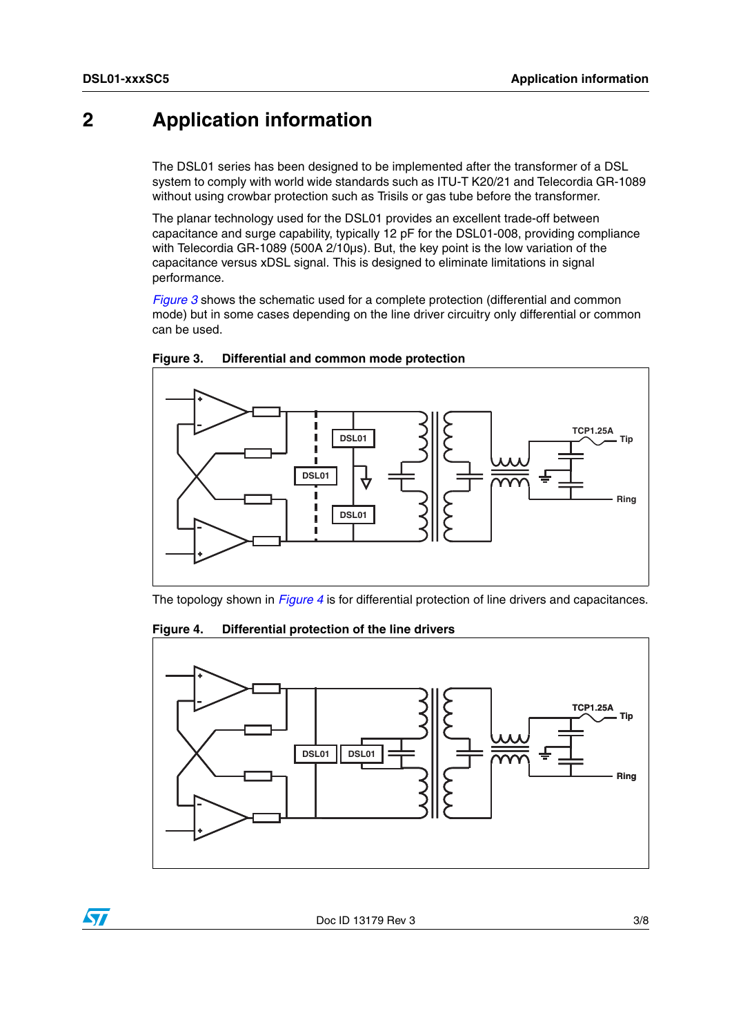## 2 Application information

The DSL01 series has been designed to be implemented after the transformer of a DSL system to comply with world wide standards such as ITU-T K20/21 and Telecordia GR-1089 without using crowbar protection such as Trisils or gas tube before the transformer.

The planar technology used for the DSL01 provides an excellent trade-off between capacitance and surge capability, typically 12 pF for the DSL01-008, providing compliance with Telecordia GR-1089 (500A 2/10µs). But, the key point is the low variation of the capacitance versus xDSL signal. This is designed to eliminate limitations in signal performance.

*Figure 3* shows the schematic used for a complete protection (differential and common mode) but in some cases depending on the line driver circuitry only differential or common can be used.

**Figure 3. Differential and common mode protection**

The topology shown in *Figure 4* is for differential protection of line drivers and capacitances.

**Figure 4. Differential protection of the line drivers**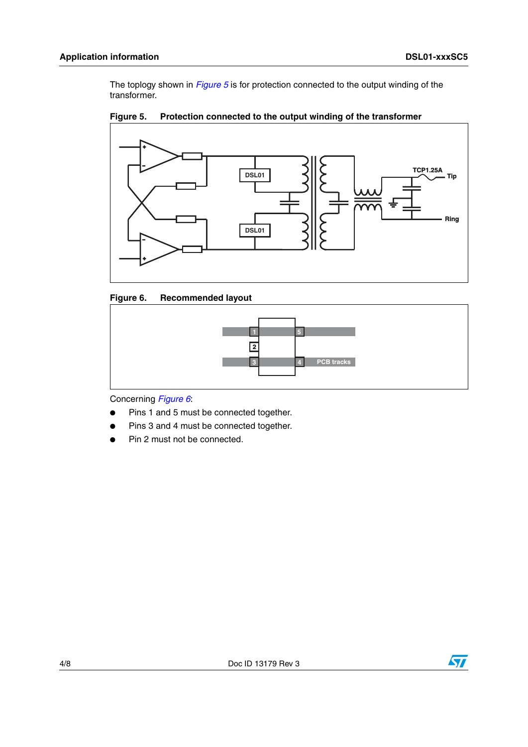The toplogy shown in *Figure 5* is for protection connected to the output winding of the transformer.

**Figure 5. Protection connected to the output winding of the transformer**

**Figure 6. Recommended layout**

Concerning *Figure 6*:

- Pins 1 and 5 must be connected together.
- Pins 3 and 4 must be connected together.
- Pin 2 must not be connected.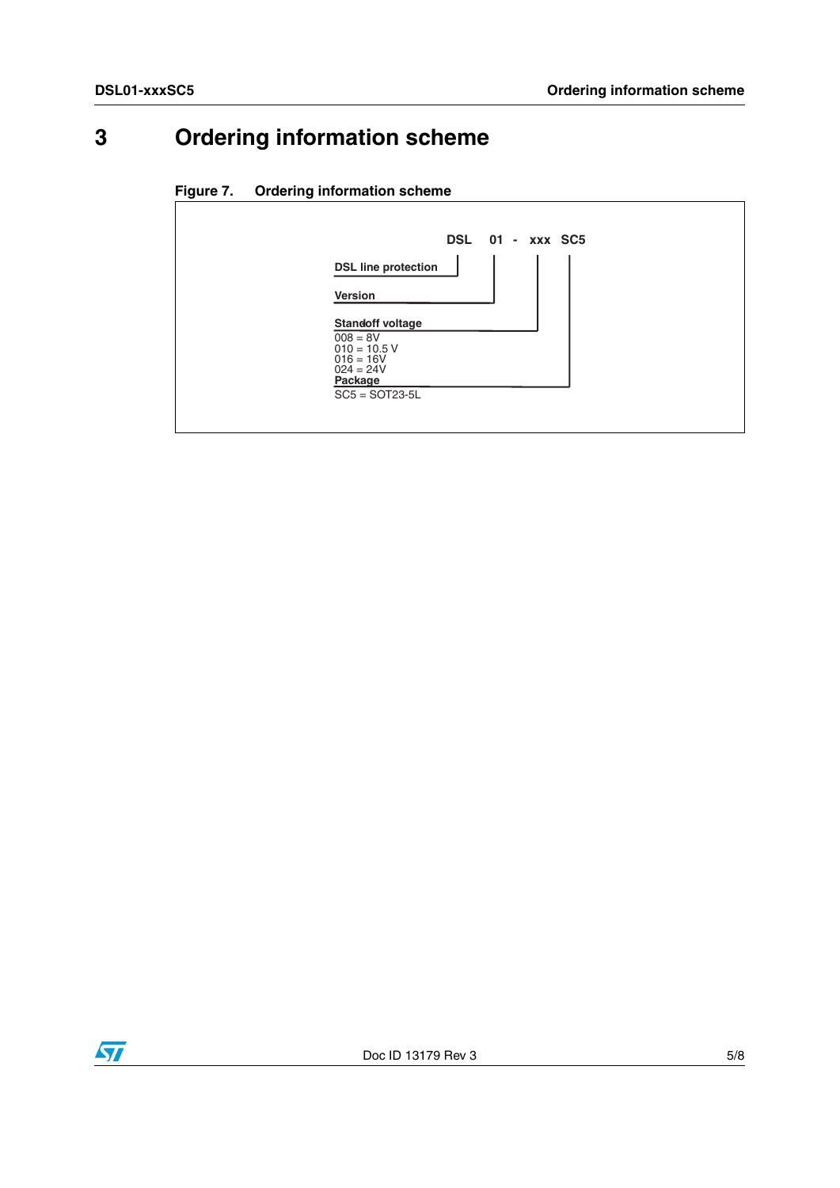# 3 Ordering information scheme

**Figure 7. Ordering information scheme**

**DSL 01 - xxx SC5**

**DSL line protection**

**Version**

**Standoff voltage**
- 008 = 8V
- 010 = 10.5 V
- 016 = 16V
- 024 = 24V

**Package**
- SC5 = SOT23-5L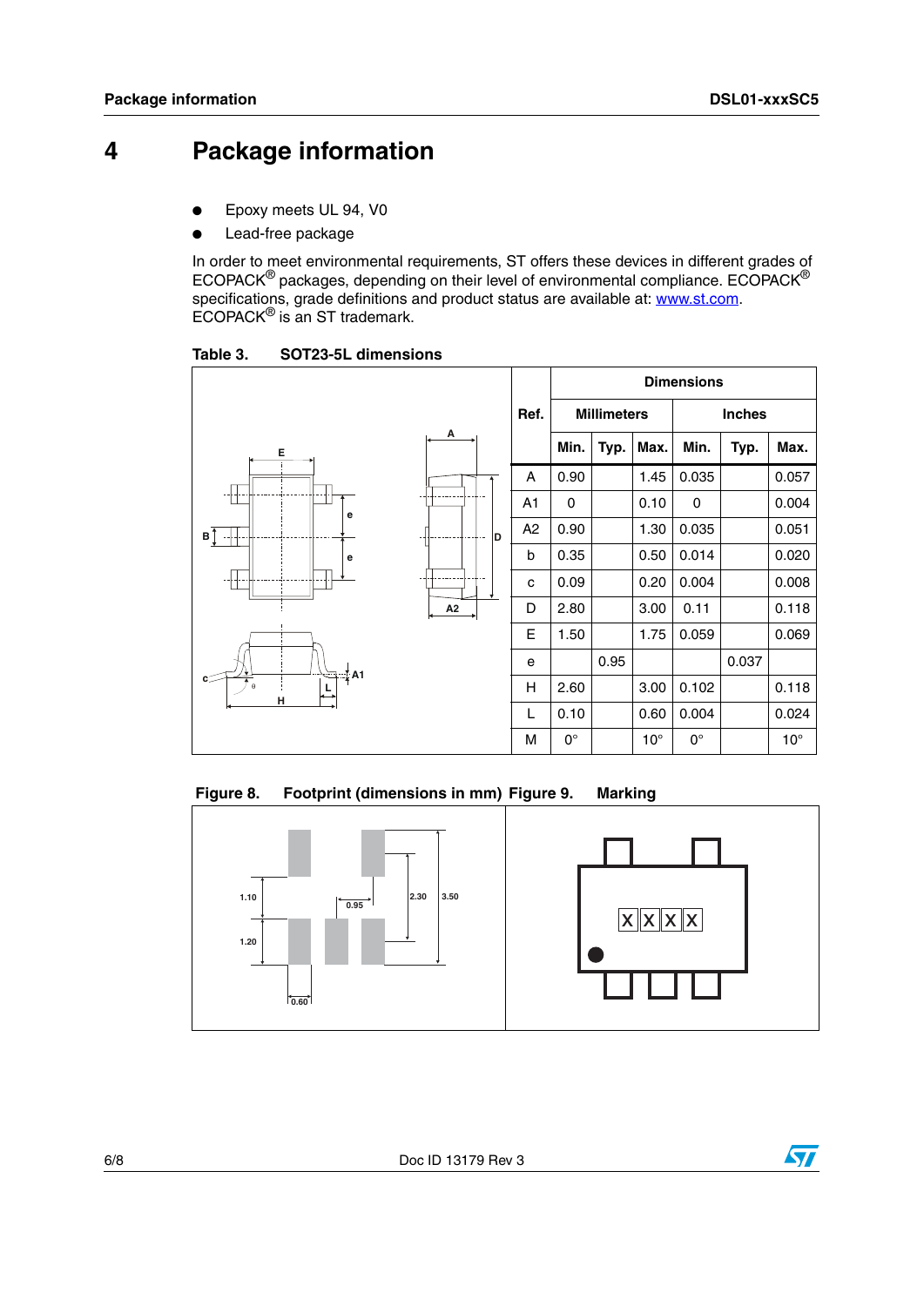# 4 Package information

- Epoxy meets UL 94, V0
- Lead-free package

In order to meet environmental requirements, ST offers these devices in different grades of ECOPACK® packages, depending on their level of environmental compliance. ECOPACK® specifications, grade definitions and product status are available at: www.st.com. ECOPACK® is an ST trademark.

**Table 3. SOT23-5L dimensions**

| Ref. | Millimeters | | | Inches | | |
|---|---|---|---|---|---|---|
| | Min. | Typ. | Max. | Min. | Typ. | Max. |
| A | 0.90 | | 1.45 | 0.035 | | 0.057 |
| A1 | 0 | | 0.10 | 0 | | 0.004 |
| A2 | 0.90 | | 1.30 | 0.035 | | 0.051 |
| b | 0.35 | | 0.50 | 0.014 | | 0.020 |
| c | 0.09 | | 0.20 | 0.004 | | 0.008 |
| D | 2.80 | | 3.00 | 0.11 | | 0.118 |
| E | 1.50 | | 1.75 | 0.059 | | 0.069 |
| e | | 0.95 | | | 0.037 | |
| H | 2.60 | | 3.00 | 0.102 | | 0.118 |
| L | 0.10 | | 0.60 | 0.004 | | 0.024 |
| M | 0° | | 10° | 0° | | 10° |

**Figure 8. Footprint (dimensions in mm)**

**Figure 9. Marking**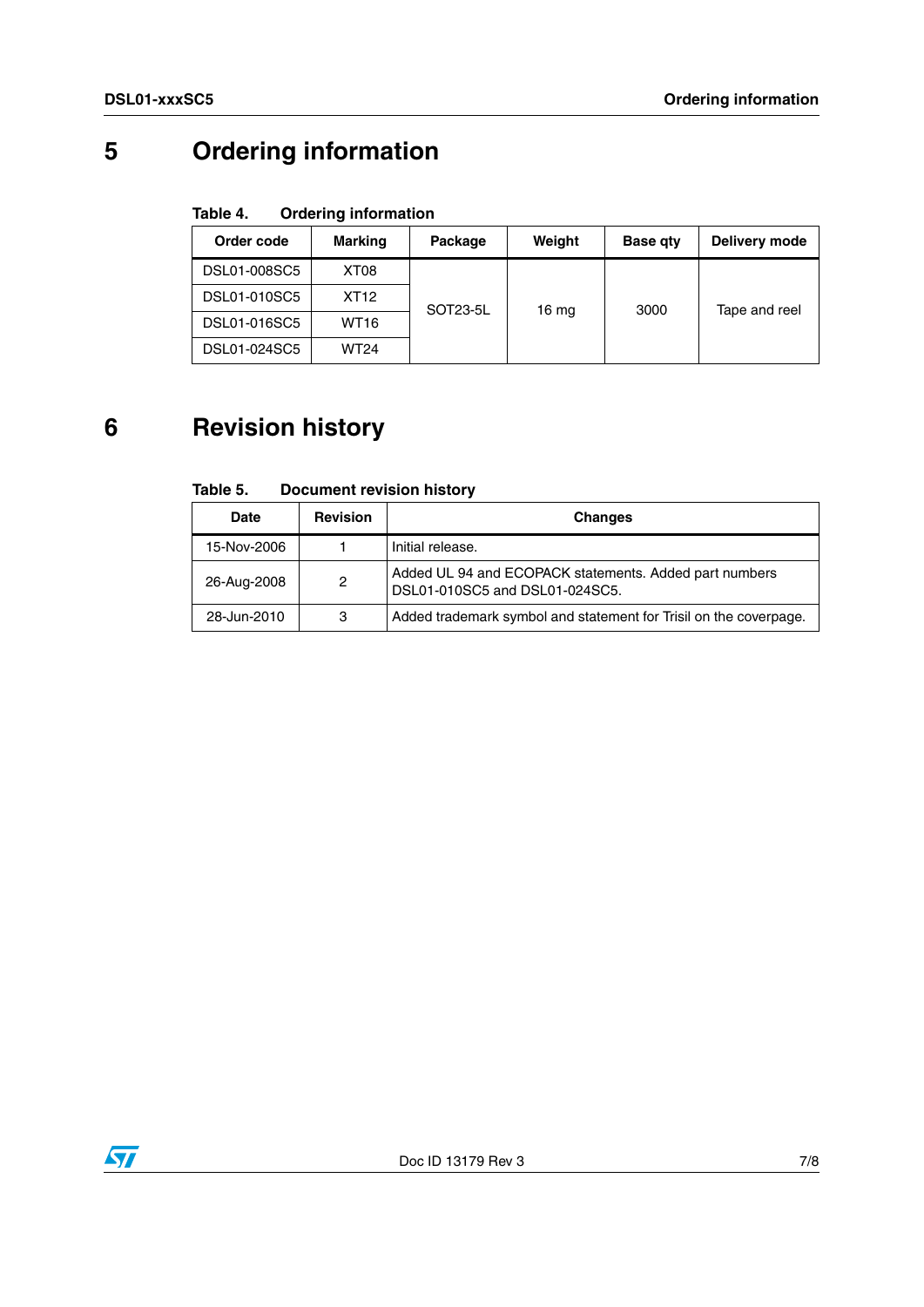# 5 Ordering information

**Table 4. Ordering information**

| Order code | Marking | Package | Weight | Base qty | Delivery mode |
|---|---|---|---|---|---|
| DSL01-008SC5 | XT08 | SOT23-5L | 16 mg | 3000 | Tape and reel |
| DSL01-010SC5 | XT12 | | | | |
| DSL01-016SC5 | WT16 | | | | |
| DSL01-024SC5 | WT24 | | | | |

# 6 Revision history

**Table 5. Document revision history**

| Date | Revision | Changes |
|---|---|---|
| 15-Nov-2006 | 1 | Initial release. |
| 26-Aug-2008 | 2 | Added UL 94 and ECOPACK statements. Added part numbers DSL01-010SC5 and DSL01-024SC5. |
| 28-Jun-2010 | 3 | Added trademark symbol and statement for Trisil on the coverpage. |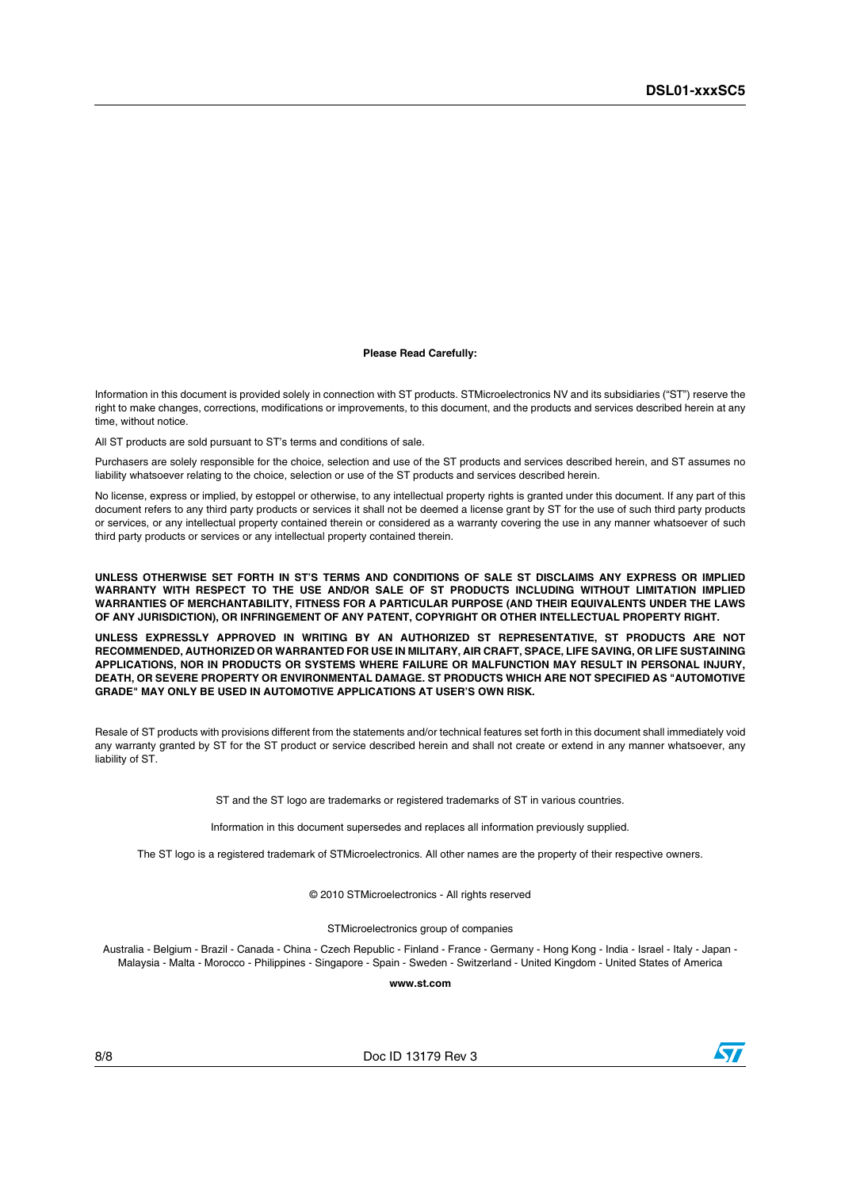**Please Read Carefully:**

Information in this document is provided solely in connection with ST products. STMicroelectronics NV and its subsidiaries ("ST") reserve the right to make changes, corrections, modifications or improvements, to this document, and the products and services described herein at any time, without notice.

All ST products are sold pursuant to ST's terms and conditions of sale.

Purchasers are solely responsible for the choice, selection and use of the ST products and services described herein, and ST assumes no liability whatsoever relating to the choice, selection or use of the ST products and services described herein.

No license, express or implied, by estoppel or otherwise, to any intellectual property rights is granted under this document. If any part of this document refers to any third party products or services it shall not be deemed a license grant by ST for the use of such third party products or services, or any intellectual property contained therein or considered as a warranty covering the use in any manner whatsoever of such third party products or services or any intellectual property contained therein.

**UNLESS OTHERWISE SET FORTH IN ST'S TERMS AND CONDITIONS OF SALE ST DISCLAIMS ANY EXPRESS OR IMPLIED WARRANTY WITH RESPECT TO THE USE AND/OR SALE OF ST PRODUCTS INCLUDING WITHOUT LIMITATION IMPLIED WARRANTIES OF MERCHANTABILITY, FITNESS FOR A PARTICULAR PURPOSE (AND THEIR EQUIVALENTS UNDER THE LAWS OF ANY JURISDICTION), OR INFRINGEMENT OF ANY PATENT, COPYRIGHT OR OTHER INTELLECTUAL PROPERTY RIGHT.**

**UNLESS EXPRESSLY APPROVED IN WRITING BY AN AUTHORIZED ST REPRESENTATIVE, ST PRODUCTS ARE NOT RECOMMENDED, AUTHORIZED OR WARRANTED FOR USE IN MILITARY, AIR CRAFT, SPACE, LIFE SAVING, OR LIFE SUSTAINING APPLICATIONS, NOR IN PRODUCTS OR SYSTEMS WHERE FAILURE OR MALFUNCTION MAY RESULT IN PERSONAL INJURY, DEATH, OR SEVERE PROPERTY OR ENVIRONMENTAL DAMAGE. ST PRODUCTS WHICH ARE NOT SPECIFIED AS "AUTOMOTIVE GRADE" MAY ONLY BE USED IN AUTOMOTIVE APPLICATIONS AT USER'S OWN RISK.**

Resale of ST products with provisions different from the statements and/or technical features set forth in this document shall immediately void any warranty granted by ST for the ST product or service described herein and shall not create or extend in any manner whatsoever, any liability of ST.

ST and the ST logo are trademarks or registered trademarks of ST in various countries.

Information in this document supersedes and replaces all information previously supplied.

The ST logo is a registered trademark of STMicroelectronics. All other names are the property of their respective owners.

© 2010 STMicroelectronics - All rights reserved

STMicroelectronics group of companies

Australia - Belgium - Brazil - Canada - China - Czech Republic - Finland - France - Germany - Hong Kong - India - Israel - Italy - Japan - Malaysia - Malta - Morocco - Philippines - Singapore - Spain - Sweden - Switzerland - United Kingdom - United States of America

**www.st.com**